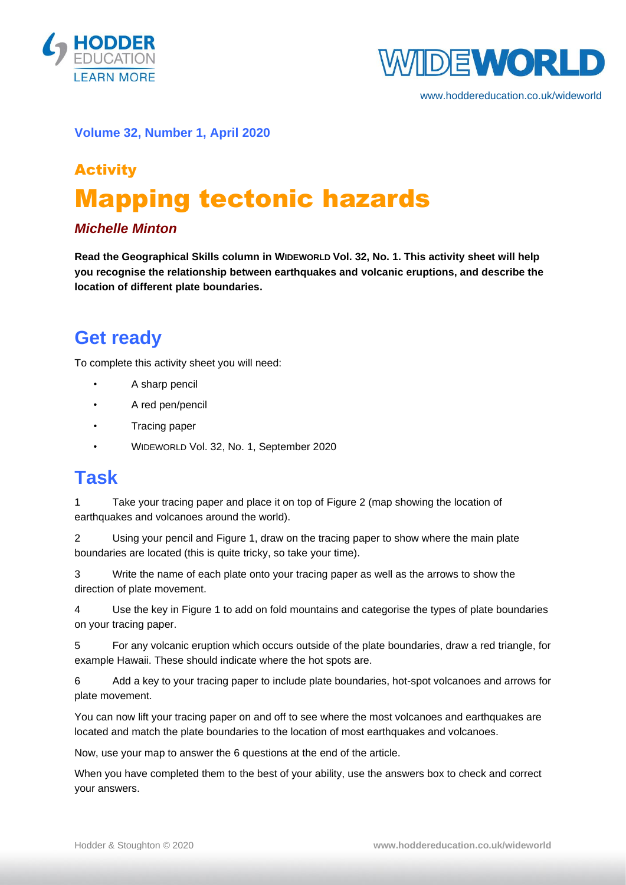Volume 32, Number 1, April 2020

## Activity

# Mapping tectonic hazards

***Michelle Minton***

**Read the Geographical Skills column in WIDEWORLD Vol. 32, No. 1. This activity sheet will help you recognise the relationship between earthquakes and volcanic eruptions, and describe the location of different plate boundaries.**

## Get ready

To complete this activity sheet you will need:

- A sharp pencil
- A red pen/pencil
- Tracing paper
- WIDEWORLD Vol. 32, No. 1, September 2020

## Task

1 Take your tracing paper and place it on top of Figure 2 (map showing the location of earthquakes and volcanoes around the world).

2 Using your pencil and Figure 1, draw on the tracing paper to show where the main plate boundaries are located (this is quite tricky, so take your time).

3 Write the name of each plate onto your tracing paper as well as the arrows to show the direction of plate movement.

4 Use the key in Figure 1 to add on fold mountains and categorise the types of plate boundaries on your tracing paper.

5 For any volcanic eruption which occurs outside of the plate boundaries, draw a red triangle, for example Hawaii. These should indicate where the hot spots are.

6 Add a key to your tracing paper to include plate boundaries, hot-spot volcanoes and arrows for plate movement.

You can now lift your tracing paper on and off to see where the most volcanoes and earthquakes are located and match the plate boundaries to the location of most earthquakes and volcanoes.

Now, use your map to answer the 6 questions at the end of the article.

When you have completed them to the best of your ability, use the answers box to check and correct your answers.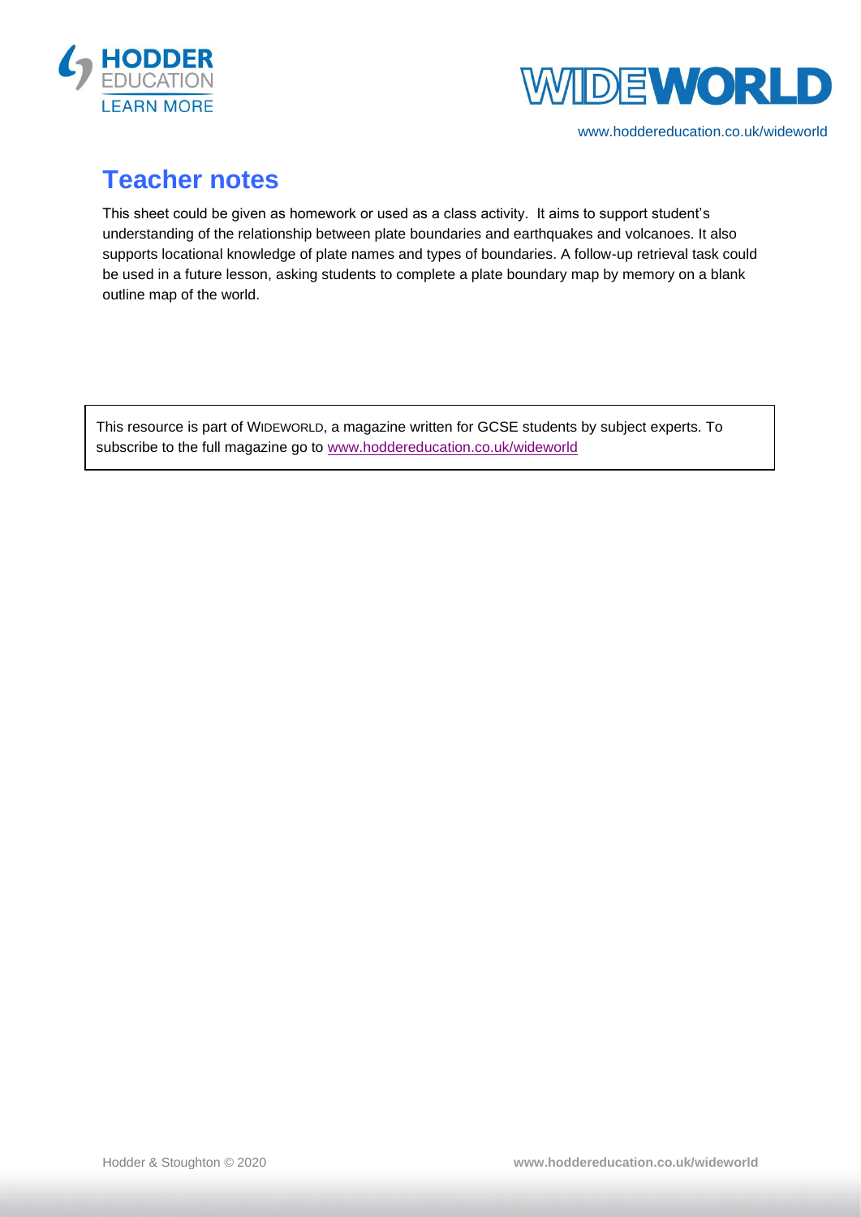# Teacher notes

This sheet could be given as homework or used as a class activity. It aims to support student's understanding of the relationship between plate boundaries and earthquakes and volcanoes. It also supports locational knowledge of plate names and types of boundaries. A follow-up retrieval task could be used in a future lesson, asking students to complete a plate boundary map by memory on a blank outline map of the world.

This resource is part of WIDEWORLD, a magazine written for GCSE students by subject experts. To subscribe to the full magazine go to www.hoddereducation.co.uk/wideworld